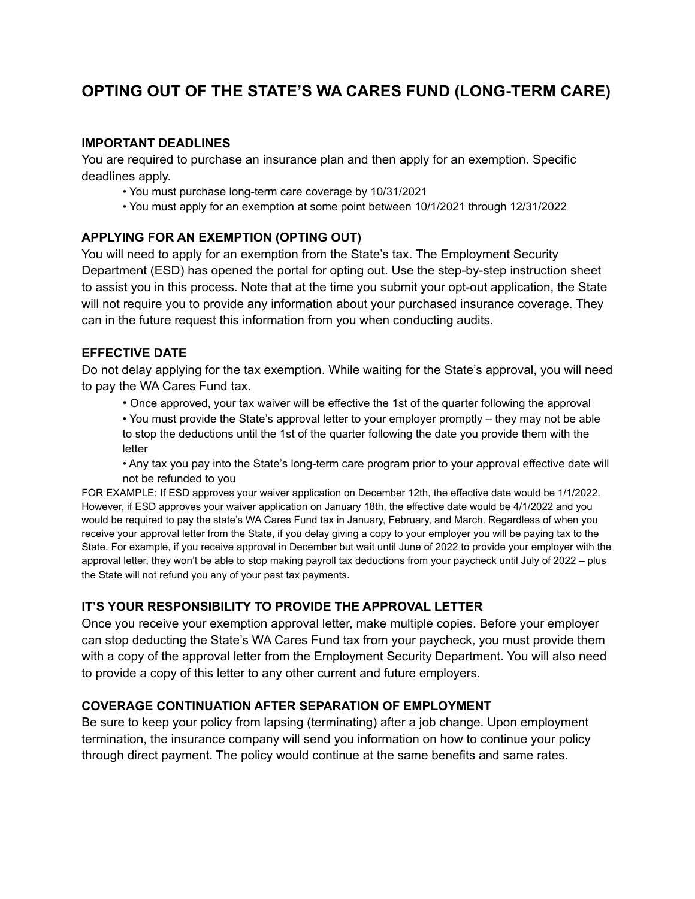# OPTING OUT OF THE STATE'S WA CARES FUND (LONG-TERM CARE)

## IMPORTANT DEADLINES

You are required to purchase an insurance plan and then apply for an exemption. Specific deadlines apply.

- You must purchase long-term care coverage by 10/31/2021
- You must apply for an exemption at some point between 10/1/2021 through 12/31/2022

## APPLYING FOR AN EXEMPTION (OPTING OUT)

You will need to apply for an exemption from the State's tax. The Employment Security Department (ESD) has opened the portal for opting out. Use the step-by-step instruction sheet to assist you in this process. Note that at the time you submit your opt-out application, the State will not require you to provide any information about your purchased insurance coverage. They can in the future request this information from you when conducting audits.

## EFFECTIVE DATE

Do not delay applying for the tax exemption. While waiting for the State's approval, you will need to pay the WA Cares Fund tax.

- Once approved, your tax waiver will be effective the 1st of the quarter following the approval
- You must provide the State's approval letter to your employer promptly – they may not be able to stop the deductions until the 1st of the quarter following the date you provide them with the letter
- Any tax you pay into the State's long-term care program prior to your approval effective date will not be refunded to you

FOR EXAMPLE: If ESD approves your waiver application on December 12th, the effective date would be 1/1/2022. However, if ESD approves your waiver application on January 18th, the effective date would be 4/1/2022 and you would be required to pay the state's WA Cares Fund tax in January, February, and March. Regardless of when you receive your approval letter from the State, if you delay giving a copy to your employer you will be paying tax to the State. For example, if you receive approval in December but wait until June of 2022 to provide your employer with the approval letter, they won't be able to stop making payroll tax deductions from your paycheck until July of 2022 – plus the State will not refund you any of your past tax payments.

## IT'S YOUR RESPONSIBILITY TO PROVIDE THE APPROVAL LETTER

Once you receive your exemption approval letter, make multiple copies. Before your employer can stop deducting the State's WA Cares Fund tax from your paycheck, you must provide them with a copy of the approval letter from the Employment Security Department. You will also need to provide a copy of this letter to any other current and future employers.

## COVERAGE CONTINUATION AFTER SEPARATION OF EMPLOYMENT

Be sure to keep your policy from lapsing (terminating) after a job change. Upon employment termination, the insurance company will send you information on how to continue your policy through direct payment. The policy would continue at the same benefits and same rates.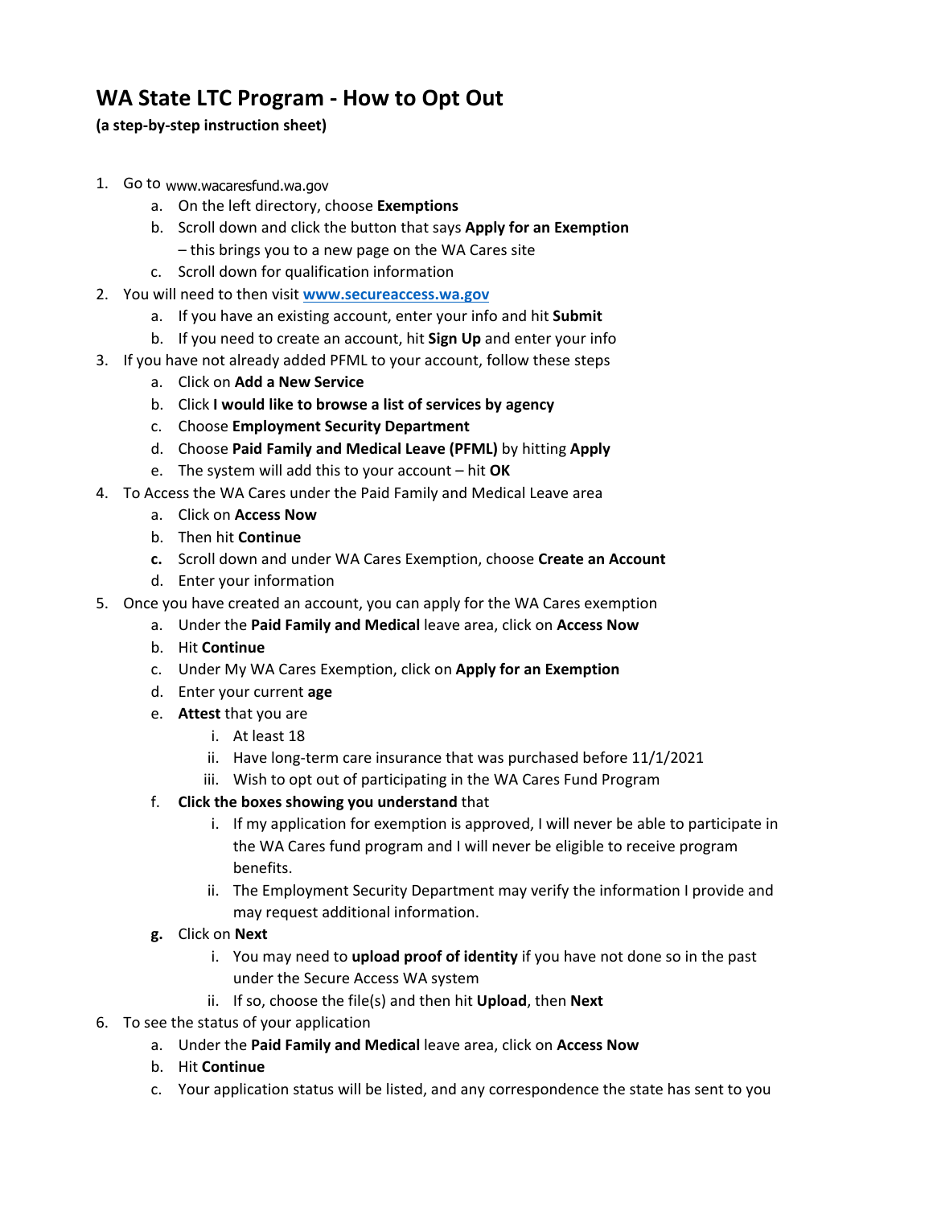# WA State LTC Program - How to Opt Out

**(a step-by-step instruction sheet)**

1. Go to www.wacaresfund.wa.gov
    a. On the left directory, choose **Exemptions**
    b. Scroll down and click the button that says **Apply for an Exemption** – this brings you to a new page on the WA Cares site
    c. Scroll down for qualification information
2. You will need to then visit **www.secureaccess.wa.gov**
    a. If you have an existing account, enter your info and hit **Submit**
    b. If you need to create an account, hit **Sign Up** and enter your info
3. If you have not already added PFML to your account, follow these steps
    a. Click on **Add a New Service**
    b. Click **I would like to browse a list of services by agency**
    c. Choose **Employment Security Department**
    d. Choose **Paid Family and Medical Leave (PFML)** by hitting **Apply**
    e. The system will add this to your account – hit **OK**
4. To Access the WA Cares under the Paid Family and Medical Leave area
    a. Click on **Access Now**
    b. Then hit **Continue**
    c. Scroll down and under WA Cares Exemption, choose **Create an Account**
    d. Enter your information
5. Once you have created an account, you can apply for the WA Cares exemption
    a. Under the **Paid Family and Medical** leave area, click on **Access Now**
    b. Hit **Continue**
    c. Under My WA Cares Exemption, click on **Apply for an Exemption**
    d. Enter your current **age**
    e. **Attest** that you are
        i. At least 18
        ii. Have long-term care insurance that was purchased before 11/1/2021
        iii. Wish to opt out of participating in the WA Cares Fund Program
    f. **Click the boxes showing you understand** that
        i. If my application for exemption is approved, I will never be able to participate in the WA Cares fund program and I will never be eligible to receive program benefits.
        ii. The Employment Security Department may verify the information I provide and may request additional information.
    g. Click on **Next**
        i. You may need to **upload proof of identity** if you have not done so in the past under the Secure Access WA system
        ii. If so, choose the file(s) and then hit **Upload**, then **Next**
6. To see the status of your application
    a. Under the **Paid Family and Medical** leave area, click on **Access Now**
    b. Hit **Continue**
    c. Your application status will be listed, and any correspondence the state has sent to you